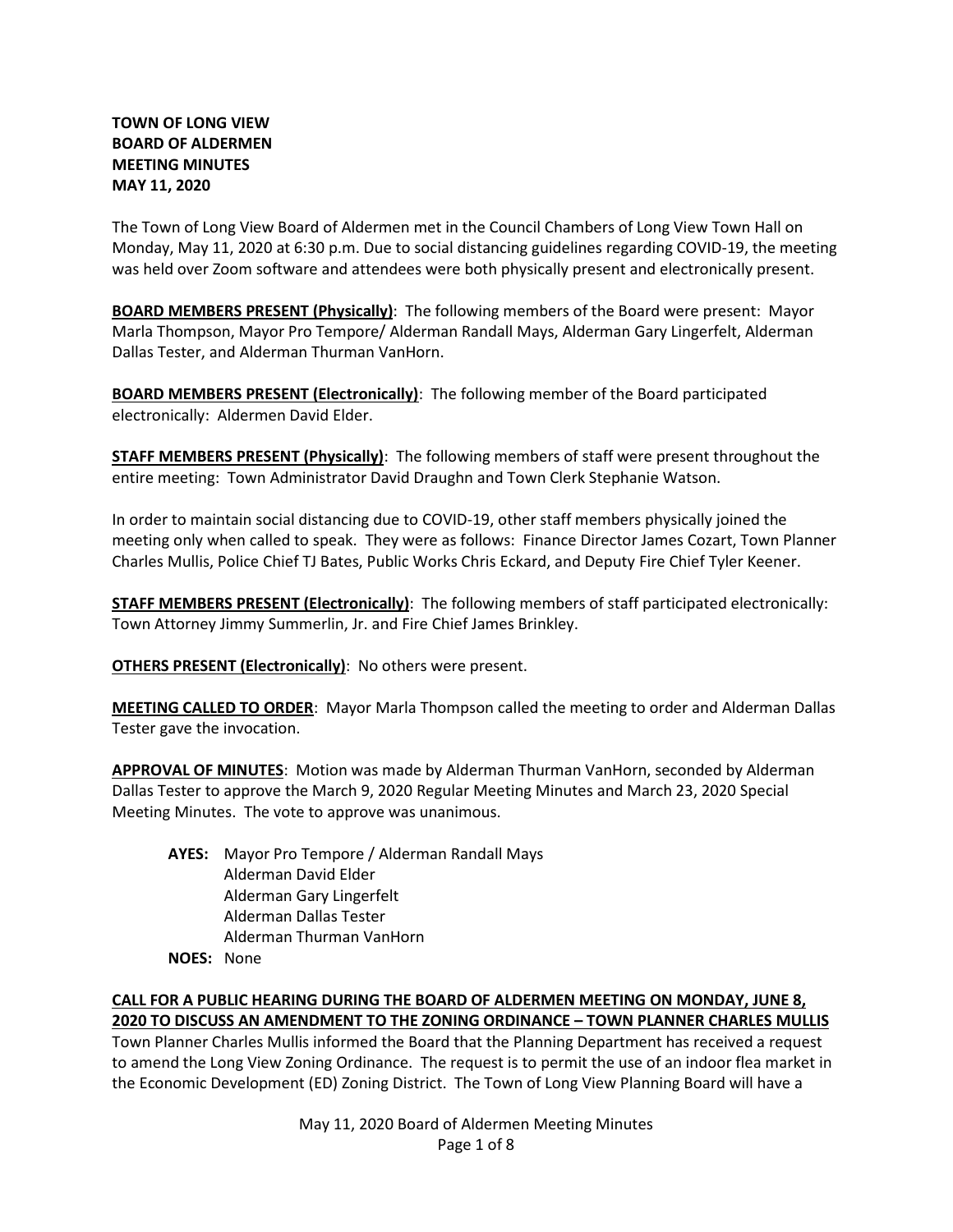**TOWN OF LONG VIEW**
**BOARD OF ALDERMEN**
**MEETING MINUTES**
**MAY 11, 2020**

The Town of Long View Board of Aldermen met in the Council Chambers of Long View Town Hall on Monday, May 11, 2020 at 6:30 p.m. Due to social distancing guidelines regarding COVID-19, the meeting was held over Zoom software and attendees were both physically present and electronically present.

**BOARD MEMBERS PRESENT (Physically)**: The following members of the Board were present: Mayor Marla Thompson, Mayor Pro Tempore/ Alderman Randall Mays, Alderman Gary Lingerfelt, Alderman Dallas Tester, and Alderman Thurman VanHorn.

**BOARD MEMBERS PRESENT (Electronically)**: The following member of the Board participated electronically: Aldermen David Elder.

**STAFF MEMBERS PRESENT (Physically)**: The following members of staff were present throughout the entire meeting: Town Administrator David Draughn and Town Clerk Stephanie Watson.

In order to maintain social distancing due to COVID-19, other staff members physically joined the meeting only when called to speak. They were as follows: Finance Director James Cozart, Town Planner Charles Mullis, Police Chief TJ Bates, Public Works Chris Eckard, and Deputy Fire Chief Tyler Keener.

**STAFF MEMBERS PRESENT (Electronically)**: The following members of staff participated electronically: Town Attorney Jimmy Summerlin, Jr. and Fire Chief James Brinkley.

**OTHERS PRESENT (Electronically)**: No others were present.

**MEETING CALLED TO ORDER**: Mayor Marla Thompson called the meeting to order and Alderman Dallas Tester gave the invocation.

**APPROVAL OF MINUTES**: Motion was made by Alderman Thurman VanHorn, seconded by Alderman Dallas Tester to approve the March 9, 2020 Regular Meeting Minutes and March 23, 2020 Special Meeting Minutes. The vote to approve was unanimous.

**AYES:** Mayor Pro Tempore / Alderman Randall Mays
Alderman David Elder
Alderman Gary Lingerfelt
Alderman Dallas Tester
Alderman Thurman VanHorn
**NOES:** None

**CALL FOR A PUBLIC HEARING DURING THE BOARD OF ALDERMEN MEETING ON MONDAY, JUNE 8, 2020 TO DISCUSS AN AMENDMENT TO THE ZONING ORDINANCE – TOWN PLANNER CHARLES MULLIS**

Town Planner Charles Mullis informed the Board that the Planning Department has received a request to amend the Long View Zoning Ordinance. The request is to permit the use of an indoor flea market in the Economic Development (ED) Zoning District. The Town of Long View Planning Board will have a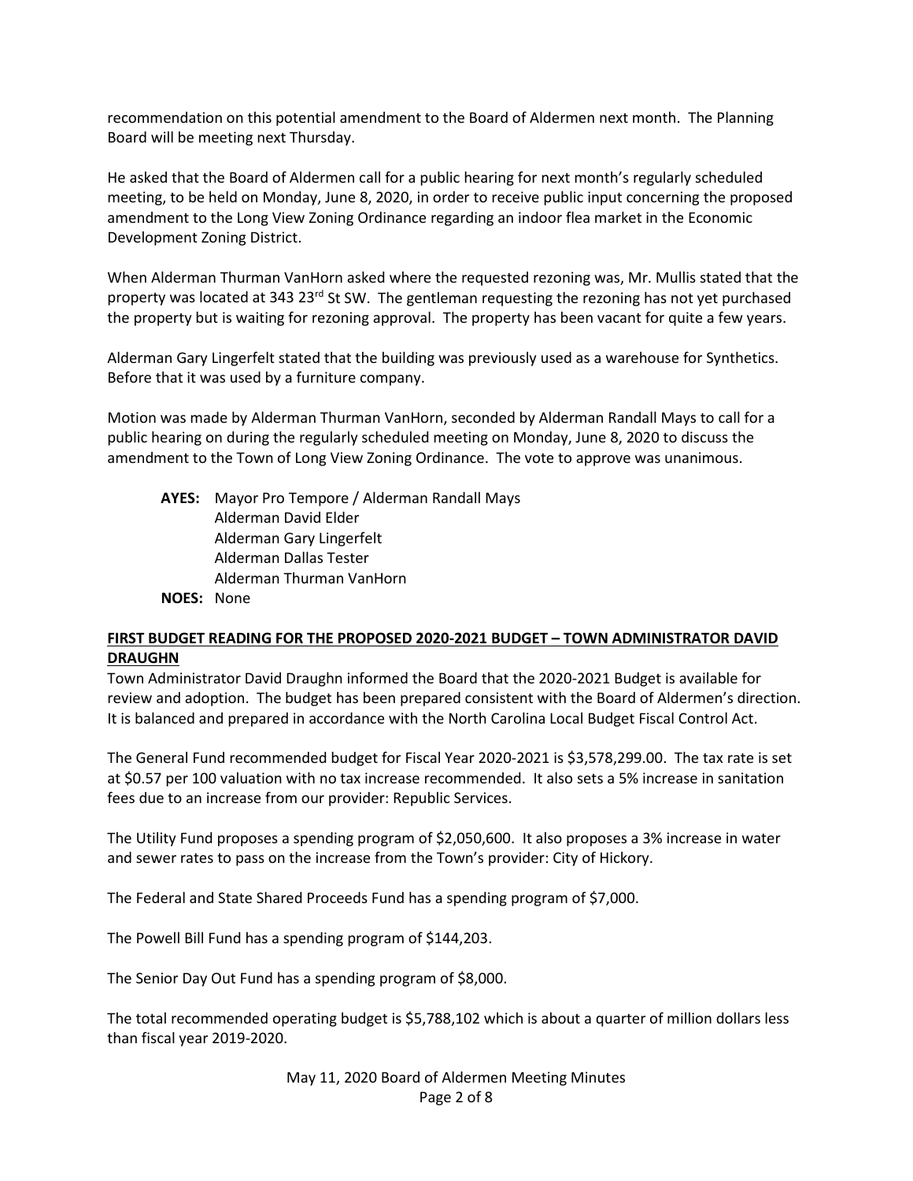recommendation on this potential amendment to the Board of Aldermen next month. The Planning Board will be meeting next Thursday.

He asked that the Board of Aldermen call for a public hearing for next month's regularly scheduled meeting, to be held on Monday, June 8, 2020, in order to receive public input concerning the proposed amendment to the Long View Zoning Ordinance regarding an indoor flea market in the Economic Development Zoning District.

When Alderman Thurman VanHorn asked where the requested rezoning was, Mr. Mullis stated that the property was located at 343 23rd St SW. The gentleman requesting the rezoning has not yet purchased the property but is waiting for rezoning approval. The property has been vacant for quite a few years.

Alderman Gary Lingerfelt stated that the building was previously used as a warehouse for Synthetics. Before that it was used by a furniture company.

Motion was made by Alderman Thurman VanHorn, seconded by Alderman Randall Mays to call for a public hearing on during the regularly scheduled meeting on Monday, June 8, 2020 to discuss the amendment to the Town of Long View Zoning Ordinance. The vote to approve was unanimous.

**AYES:** Mayor Pro Tempore / Alderman Randall Mays
Alderman David Elder
Alderman Gary Lingerfelt
Alderman Dallas Tester
Alderman Thurman VanHorn
**NOES:** None

**FIRST BUDGET READING FOR THE PROPOSED 2020-2021 BUDGET – TOWN ADMINISTRATOR DAVID DRAUGHN**

Town Administrator David Draughn informed the Board that the 2020-2021 Budget is available for review and adoption. The budget has been prepared consistent with the Board of Aldermen's direction. It is balanced and prepared in accordance with the North Carolina Local Budget Fiscal Control Act.

The General Fund recommended budget for Fiscal Year 2020-2021 is $3,578,299.00. The tax rate is set at $0.57 per 100 valuation with no tax increase recommended. It also sets a 5% increase in sanitation fees due to an increase from our provider: Republic Services.

The Utility Fund proposes a spending program of $2,050,600. It also proposes a 3% increase in water and sewer rates to pass on the increase from the Town's provider: City of Hickory.

The Federal and State Shared Proceeds Fund has a spending program of $7,000.

The Powell Bill Fund has a spending program of $144,203.

The Senior Day Out Fund has a spending program of $8,000.

The total recommended operating budget is $5,788,102 which is about a quarter of million dollars less than fiscal year 2019-2020.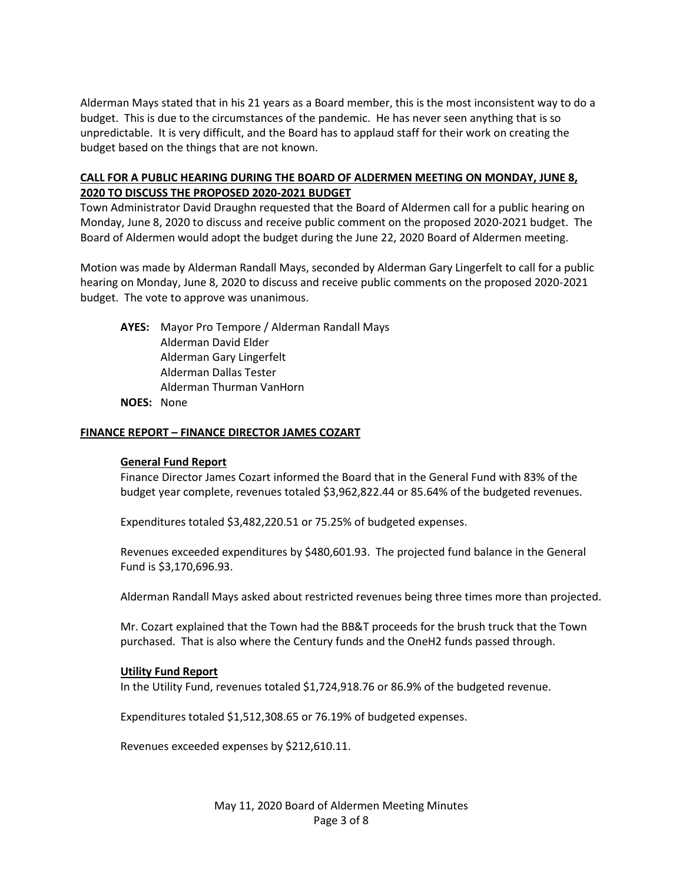Alderman Mays stated that in his 21 years as a Board member, this is the most inconsistent way to do a budget. This is due to the circumstances of the pandemic. He has never seen anything that is so unpredictable. It is very difficult, and the Board has to applaud staff for their work on creating the budget based on the things that are not known.

## CALL FOR A PUBLIC HEARING DURING THE BOARD OF ALDERMEN MEETING ON MONDAY, JUNE 8, 2020 TO DISCUSS THE PROPOSED 2020-2021 BUDGET

Town Administrator David Draughn requested that the Board of Aldermen call for a public hearing on Monday, June 8, 2020 to discuss and receive public comment on the proposed 2020-2021 budget. The Board of Aldermen would adopt the budget during the June 22, 2020 Board of Aldermen meeting.

Motion was made by Alderman Randall Mays, seconded by Alderman Gary Lingerfelt to call for a public hearing on Monday, June 8, 2020 to discuss and receive public comments on the proposed 2020-2021 budget. The vote to approve was unanimous.

**AYES:** Mayor Pro Tempore / Alderman Randall Mays
Alderman David Elder
Alderman Gary Lingerfelt
Alderman Dallas Tester
Alderman Thurman VanHorn

**NOES:** None

## FINANCE REPORT – FINANCE DIRECTOR JAMES COZART

### General Fund Report

Finance Director James Cozart informed the Board that in the General Fund with 83% of the budget year complete, revenues totaled $3,962,822.44 or 85.64% of the budgeted revenues.

Expenditures totaled $3,482,220.51 or 75.25% of budgeted expenses.

Revenues exceeded expenditures by $480,601.93. The projected fund balance in the General Fund is $3,170,696.93.

Alderman Randall Mays asked about restricted revenues being three times more than projected.

Mr. Cozart explained that the Town had the BB&T proceeds for the brush truck that the Town purchased. That is also where the Century funds and the OneH2 funds passed through.

### Utility Fund Report

In the Utility Fund, revenues totaled $1,724,918.76 or 86.9% of the budgeted revenue.

Expenditures totaled $1,512,308.65 or 76.19% of budgeted expenses.

Revenues exceeded expenses by $212,610.11.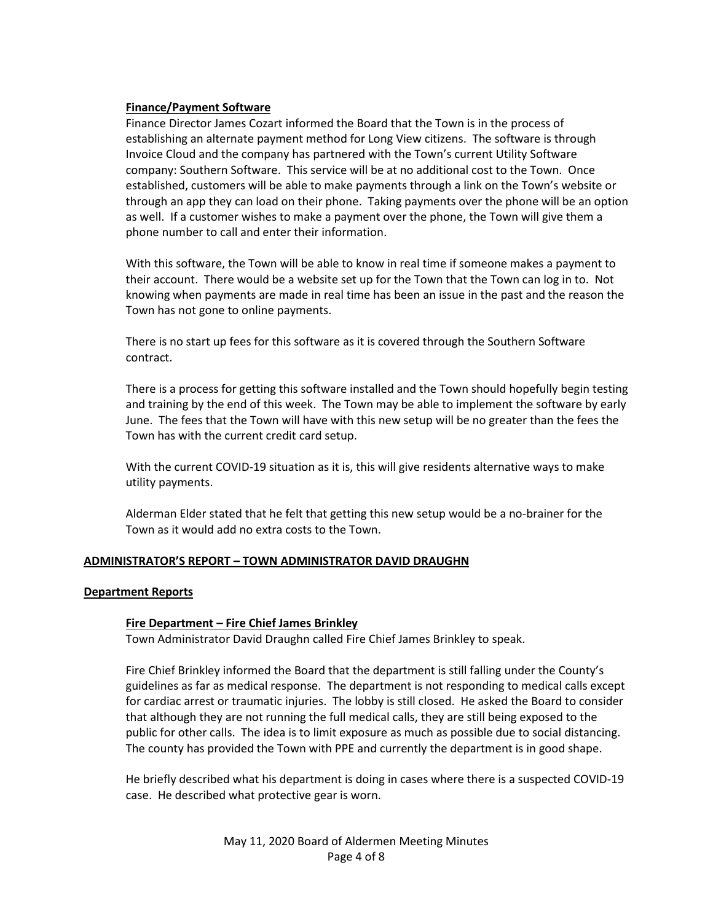**Finance/Payment Software**

Finance Director James Cozart informed the Board that the Town is in the process of establishing an alternate payment method for Long View citizens. The software is through Invoice Cloud and the company has partnered with the Town's current Utility Software company: Southern Software. This service will be at no additional cost to the Town. Once established, customers will be able to make payments through a link on the Town's website or through an app they can load on their phone. Taking payments over the phone will be an option as well. If a customer wishes to make a payment over the phone, the Town will give them a phone number to call and enter their information.

With this software, the Town will be able to know in real time if someone makes a payment to their account. There would be a website set up for the Town that the Town can log in to. Not knowing when payments are made in real time has been an issue in the past and the reason the Town has not gone to online payments.

There is no start up fees for this software as it is covered through the Southern Software contract.

There is a process for getting this software installed and the Town should hopefully begin testing and training by the end of this week. The Town may be able to implement the software by early June. The fees that the Town will have with this new setup will be no greater than the fees the Town has with the current credit card setup.

With the current COVID-19 situation as it is, this will give residents alternative ways to make utility payments.

Alderman Elder stated that he felt that getting this new setup would be a no-brainer for the Town as it would add no extra costs to the Town.

## ADMINISTRATOR'S REPORT – TOWN ADMINISTRATOR DAVID DRAUGHN

### Department Reports

**Fire Department – Fire Chief James Brinkley**

Town Administrator David Draughn called Fire Chief James Brinkley to speak.

Fire Chief Brinkley informed the Board that the department is still falling under the County's guidelines as far as medical response. The department is not responding to medical calls except for cardiac arrest or traumatic injuries. The lobby is still closed. He asked the Board to consider that although they are not running the full medical calls, they are still being exposed to the public for other calls. The idea is to limit exposure as much as possible due to social distancing. The county has provided the Town with PPE and currently the department is in good shape.

He briefly described what his department is doing in cases where there is a suspected COVID-19 case. He described what protective gear is worn.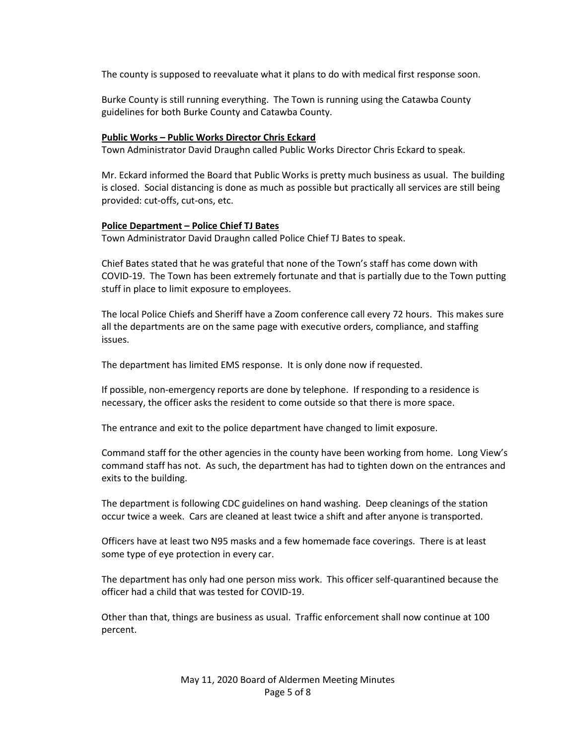The county is supposed to reevaluate what it plans to do with medical first response soon.

Burke County is still running everything. The Town is running using the Catawba County guidelines for both Burke County and Catawba County.

**Public Works – Public Works Director Chris Eckard**

Town Administrator David Draughn called Public Works Director Chris Eckard to speak.

Mr. Eckard informed the Board that Public Works is pretty much business as usual. The building is closed. Social distancing is done as much as possible but practically all services are still being provided: cut-offs, cut-ons, etc.

**Police Department – Police Chief TJ Bates**

Town Administrator David Draughn called Police Chief TJ Bates to speak.

Chief Bates stated that he was grateful that none of the Town's staff has come down with COVID-19. The Town has been extremely fortunate and that is partially due to the Town putting stuff in place to limit exposure to employees.

The local Police Chiefs and Sheriff have a Zoom conference call every 72 hours. This makes sure all the departments are on the same page with executive orders, compliance, and staffing issues.

The department has limited EMS response. It is only done now if requested.

If possible, non-emergency reports are done by telephone. If responding to a residence is necessary, the officer asks the resident to come outside so that there is more space.

The entrance and exit to the police department have changed to limit exposure.

Command staff for the other agencies in the county have been working from home. Long View's command staff has not. As such, the department has had to tighten down on the entrances and exits to the building.

The department is following CDC guidelines on hand washing. Deep cleanings of the station occur twice a week. Cars are cleaned at least twice a shift and after anyone is transported.

Officers have at least two N95 masks and a few homemade face coverings. There is at least some type of eye protection in every car.

The department has only had one person miss work. This officer self-quarantined because the officer had a child that was tested for COVID-19.

Other than that, things are business as usual. Traffic enforcement shall now continue at 100 percent.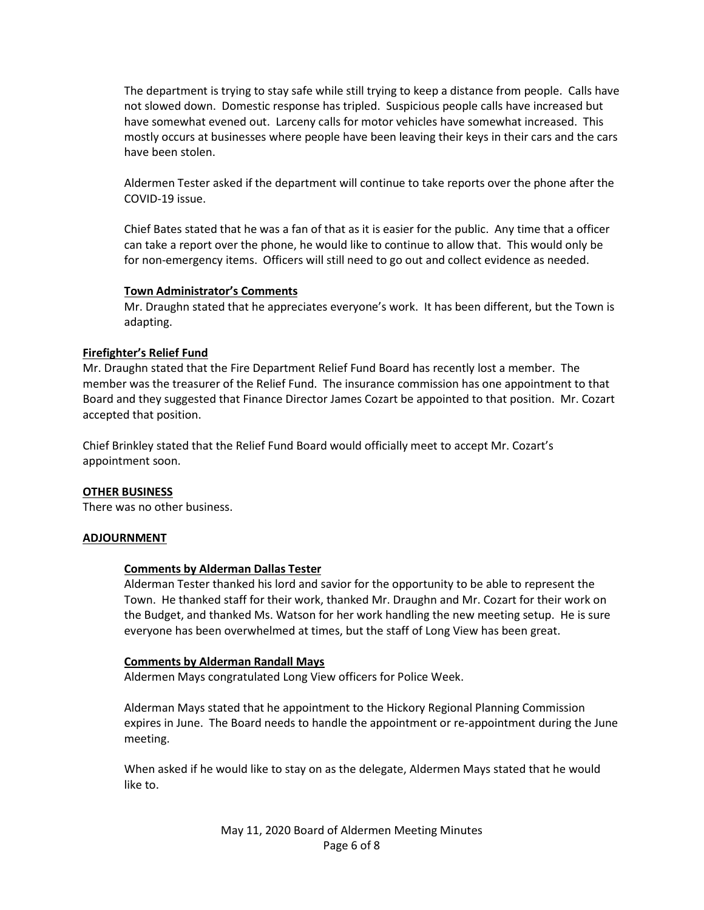The department is trying to stay safe while still trying to keep a distance from people. Calls have not slowed down. Domestic response has tripled. Suspicious people calls have increased but have somewhat evened out. Larceny calls for motor vehicles have somewhat increased. This mostly occurs at businesses where people have been leaving their keys in their cars and the cars have been stolen.

Aldermen Tester asked if the department will continue to take reports over the phone after the COVID-19 issue.

Chief Bates stated that he was a fan of that as it is easier for the public. Any time that a officer can take a report over the phone, he would like to continue to allow that. This would only be for non-emergency items. Officers will still need to go out and collect evidence as needed.

**Town Administrator's Comments**

Mr. Draughn stated that he appreciates everyone's work. It has been different, but the Town is adapting.

**Firefighter's Relief Fund**

Mr. Draughn stated that the Fire Department Relief Fund Board has recently lost a member. The member was the treasurer of the Relief Fund. The insurance commission has one appointment to that Board and they suggested that Finance Director James Cozart be appointed to that position. Mr. Cozart accepted that position.

Chief Brinkley stated that the Relief Fund Board would officially meet to accept Mr. Cozart's appointment soon.

**OTHER BUSINESS**

There was no other business.

**ADJOURNMENT**

**Comments by Alderman Dallas Tester**

Alderman Tester thanked his lord and savior for the opportunity to be able to represent the Town. He thanked staff for their work, thanked Mr. Draughn and Mr. Cozart for their work on the Budget, and thanked Ms. Watson for her work handling the new meeting setup. He is sure everyone has been overwhelmed at times, but the staff of Long View has been great.

**Comments by Alderman Randall Mays**

Aldermen Mays congratulated Long View officers for Police Week.

Alderman Mays stated that he appointment to the Hickory Regional Planning Commission expires in June. The Board needs to handle the appointment or re-appointment during the June meeting.

When asked if he would like to stay on as the delegate, Aldermen Mays stated that he would like to.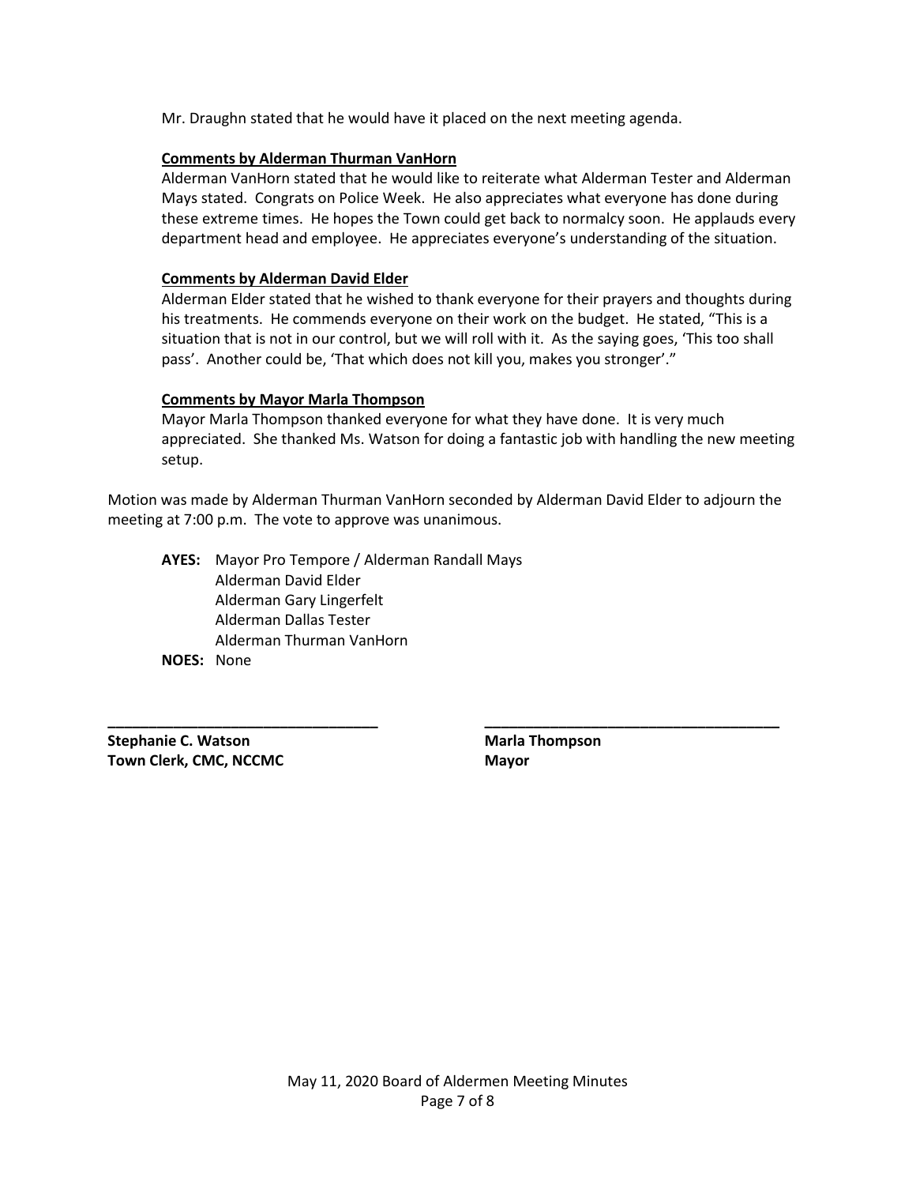Mr. Draughn stated that he would have it placed on the next meeting agenda.

**Comments by Alderman Thurman VanHorn**

Alderman VanHorn stated that he would like to reiterate what Alderman Tester and Alderman Mays stated. Congrats on Police Week. He also appreciates what everyone has done during these extreme times. He hopes the Town could get back to normalcy soon. He applauds every department head and employee. He appreciates everyone's understanding of the situation.

**Comments by Alderman David Elder**

Alderman Elder stated that he wished to thank everyone for their prayers and thoughts during his treatments. He commends everyone on their work on the budget. He stated, "This is a situation that is not in our control, but we will roll with it. As the saying goes, 'This too shall pass'. Another could be, 'That which does not kill you, makes you stronger'."

**Comments by Mayor Marla Thompson**

Mayor Marla Thompson thanked everyone for what they have done. It is very much appreciated. She thanked Ms. Watson for doing a fantastic job with handling the new meeting setup.

Motion was made by Alderman Thurman VanHorn seconded by Alderman David Elder to adjourn the meeting at 7:00 p.m. The vote to approve was unanimous.

**AYES:** Mayor Pro Tempore / Alderman Randall Mays
Alderman David Elder
Alderman Gary Lingerfelt
Alderman Dallas Tester
Alderman Thurman VanHorn

**NOES:** None

________________________________

**Stephanie C. Watson**
**Town Clerk, CMC, NCCMC**

________________________________

**Marla Thompson**
**Mayor**